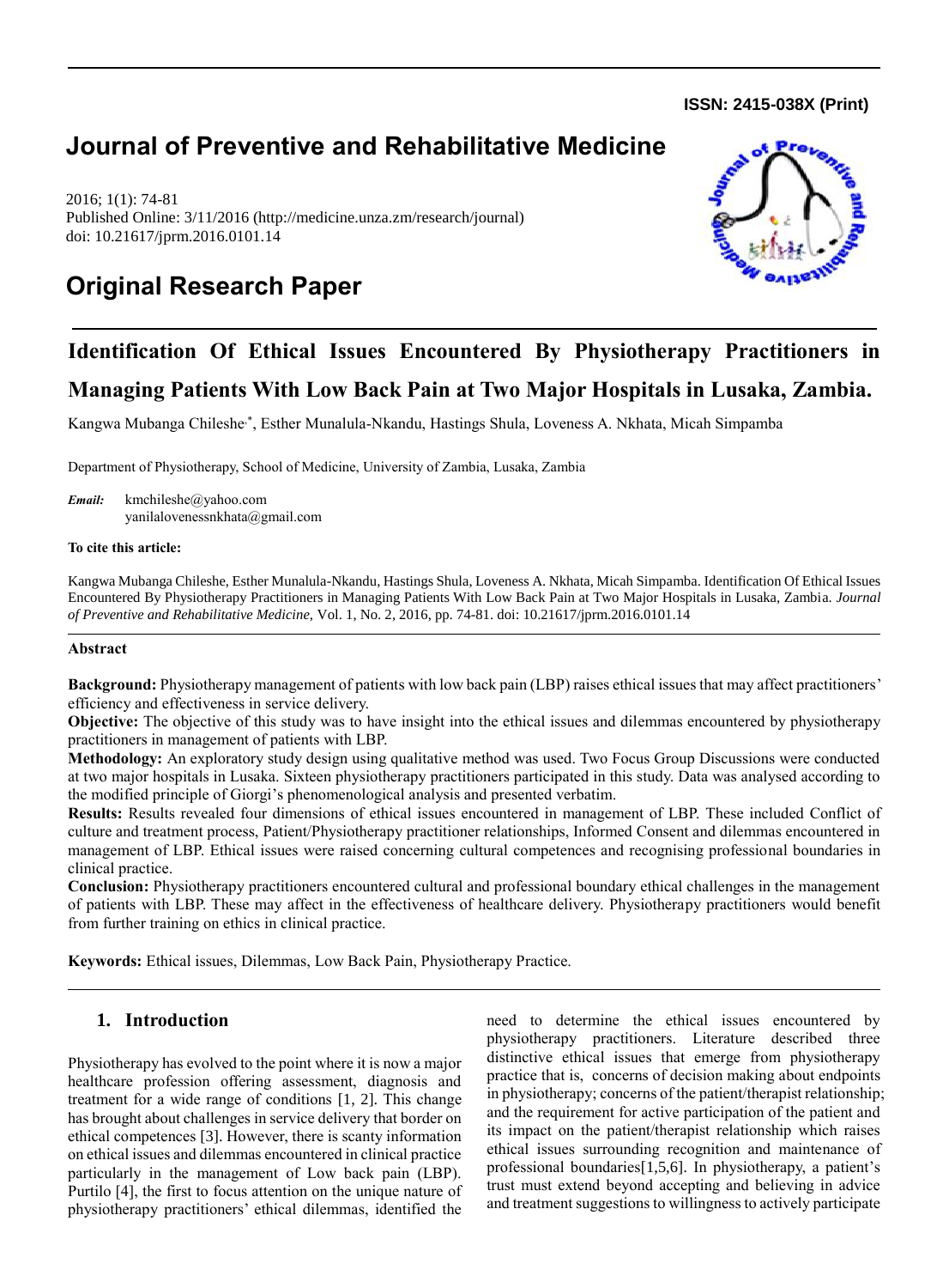**ISSN: 2415-038X (Print)**

# Journal of Preventive and Rehabilitative Medicine

2016; 1(1): 74-81
Published Online: 3/11/2016 (http://medicine.unza.zm/research/journal)
doi: 10.21617/jprm.2016.0101.14

# Original Research Paper

## Identification Of Ethical Issues Encountered By Physiotherapy Practitioners in Managing Patients With Low Back Pain at Two Major Hospitals in Lusaka, Zambia.

Kangwa Mubanga Chileshe[*], Esther Munalula-Nkandu, Hastings Shula, Loveness A. Nkhata, Micah Simpamba

Department of Physiotherapy, School of Medicine, University of Zambia, Lusaka, Zambia

*Email:* kmchileshe@yahoo.com
yanilalovenessnkhata@gmail.com

**To cite this article:**

Kangwa Mubanga Chileshe, Esther Munalula-Nkandu, Hastings Shula, Loveness A. Nkhata, Micah Simpamba. Identification Of Ethical Issues Encountered By Physiotherapy Practitioners in Managing Patients With Low Back Pain at Two Major Hospitals in Lusaka, Zambia. *Journal of Preventive and Rehabilitative Medicine,* Vol. 1, No. 2, 2016, pp. 74-81. doi: 10.21617/jprm.2016.0101.14

**Abstract**

**Background:** Physiotherapy management of patients with low back pain (LBP) raises ethical issues that may affect practitioners' efficiency and effectiveness in service delivery.

**Objective:** The objective of this study was to have insight into the ethical issues and dilemmas encountered by physiotherapy practitioners in management of patients with LBP.

**Methodology:** An exploratory study design using qualitative method was used. Two Focus Group Discussions were conducted at two major hospitals in Lusaka. Sixteen physiotherapy practitioners participated in this study. Data was analysed according to the modified principle of Giorgi's phenomenological analysis and presented verbatim.

**Results:** Results revealed four dimensions of ethical issues encountered in management of LBP. These included Conflict of culture and treatment process, Patient/Physiotherapy practitioner relationships, Informed Consent and dilemmas encountered in management of LBP. Ethical issues were raised concerning cultural competences and recognising professional boundaries in clinical practice.

**Conclusion:** Physiotherapy practitioners encountered cultural and professional boundary ethical challenges in the management of patients with LBP. These may affect in the effectiveness of healthcare delivery. Physiotherapy practitioners would benefit from further training on ethics in clinical practice.

**Keywords:** Ethical issues, Dilemmas, Low Back Pain, Physiotherapy Practice.

## 1. Introduction

Physiotherapy has evolved to the point where it is now a major healthcare profession offering assessment, diagnosis and treatment for a wide range of conditions [1, 2]. This change has brought about challenges in service delivery that border on ethical competences [3]. However, there is scanty information on ethical issues and dilemmas encountered in clinical practice particularly in the management of Low back pain (LBP). Purtilo [4], the first to focus attention on the unique nature of physiotherapy practitioners' ethical dilemmas, identified the need to determine the ethical issues encountered by physiotherapy practitioners. Literature described three distinctive ethical issues that emerge from physiotherapy practice that is, concerns of decision making about endpoints in physiotherapy; concerns of the patient/therapist relationship; and the requirement for active participation of the patient and its impact on the patient/therapist relationship which raises ethical issues surrounding recognition and maintenance of professional boundaries[1,5,6]. In physiotherapy, a patient's trust must extend beyond accepting and believing in advice and treatment suggestions to willingness to actively participate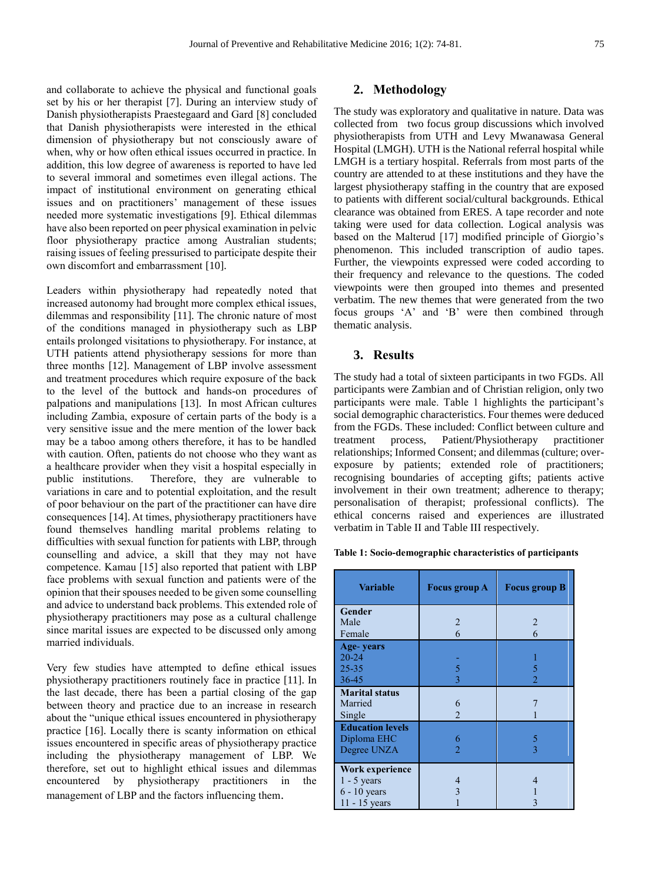and collaborate to achieve the physical and functional goals set by his or her therapist [7]. During an interview study of Danish physiotherapists Praestegaard and Gard [8] concluded that Danish physiotherapists were interested in the ethical dimension of physiotherapy but not consciously aware of when, why or how often ethical issues occurred in practice. In addition, this low degree of awareness is reported to have led to several immoral and sometimes even illegal actions. The impact of institutional environment on generating ethical issues and on practitioners' management of these issues needed more systematic investigations [9]. Ethical dilemmas have also been reported on peer physical examination in pelvic floor physiotherapy practice among Australian students; raising issues of feeling pressurised to participate despite their own discomfort and embarrassment [10].

Leaders within physiotherapy had repeatedly noted that increased autonomy had brought more complex ethical issues, dilemmas and responsibility [11]. The chronic nature of most of the conditions managed in physiotherapy such as LBP entails prolonged visitations to physiotherapy. For instance, at UTH patients attend physiotherapy sessions for more than three months [12]. Management of LBP involve assessment and treatment procedures which require exposure of the back to the level of the buttock and hands-on procedures of palpations and manipulations [13]. In most African cultures including Zambia, exposure of certain parts of the body is a very sensitive issue and the mere mention of the lower back may be a taboo among others therefore, it has to be handled with caution. Often, patients do not choose who they want as a healthcare provider when they visit a hospital especially in public institutions. Therefore, they are vulnerable to variations in care and to potential exploitation, and the result of poor behaviour on the part of the practitioner can have dire consequences [14]. At times, physiotherapy practitioners have found themselves handling marital problems relating to difficulties with sexual function for patients with LBP, through counselling and advice, a skill that they may not have competence. Kamau [15] also reported that patient with LBP face problems with sexual function and patients were of the opinion that their spouses needed to be given some counselling and advice to understand back problems. This extended role of physiotherapy practitioners may pose as a cultural challenge since marital issues are expected to be discussed only among married individuals.

Very few studies have attempted to define ethical issues physiotherapy practitioners routinely face in practice [11]. In the last decade, there has been a partial closing of the gap between theory and practice due to an increase in research about the "unique ethical issues encountered in physiotherapy practice [16]. Locally there is scanty information on ethical issues encountered in specific areas of physiotherapy practice including the physiotherapy management of LBP. We therefore, set out to highlight ethical issues and dilemmas encountered by physiotherapy practitioners in the management of LBP and the factors influencing them.

## 2. Methodology

The study was exploratory and qualitative in nature. Data was collected from two focus group discussions which involved physiotherapists from UTH and Levy Mwanawasa General Hospital (LMGH). UTH is the National referral hospital while LMGH is a tertiary hospital. Referrals from most parts of the country are attended to at these institutions and they have the largest physiotherapy staffing in the country that are exposed to patients with different social/cultural backgrounds. Ethical clearance was obtained from ERES. A tape recorder and note taking were used for data collection. Logical analysis was based on the Malterud [17] modified principle of Giorgio's phenomenon. This included transcription of audio tapes. Further, the viewpoints expressed were coded according to their frequency and relevance to the questions. The coded viewpoints were then grouped into themes and presented verbatim. The new themes that were generated from the two focus groups 'A' and 'B' were then combined through thematic analysis.

## 3. Results

The study had a total of sixteen participants in two FGDs. All participants were Zambian and of Christian religion, only two participants were male. Table 1 highlights the participant's social demographic characteristics. Four themes were deduced from the FGDs. These included: Conflict between culture and treatment process, Patient/Physiotherapy practitioner relationships; Informed Consent; and dilemmas (culture; over-exposure by patients; extended role of practitioners; recognising boundaries of accepting gifts; patients active involvement in their own treatment; adherence to therapy; personalisation of therapist; professional conflicts). The ethical concerns raised and experiences are illustrated verbatim in Table II and Table III respectively.

**Table 1: Socio-demographic characteristics of participants**

| Variable | Focus group A | Focus group B |
|---|---|---|
| **Gender** | | |
| Male | 2 | 2 |
| Female | 6 | 6 |
| **Age- years** | | |
| 20-24 | - | 1 |
| 25-35 | 5 | 5 |
| 36-45 | 3 | 2 |
| **Marital status** | | |
| Married | 6 | 7 |
| Single | 2 | 1 |
| **Education levels** | | |
| Diploma EHC | 6 | 5 |
| Degree UNZA | 2 | 3 |
| **Work experience** | | |
| 1 - 5 years | 4 | 4 |
| 6 - 10 years | 3 | 1 |
| 11 - 15 years | 1 | 3 |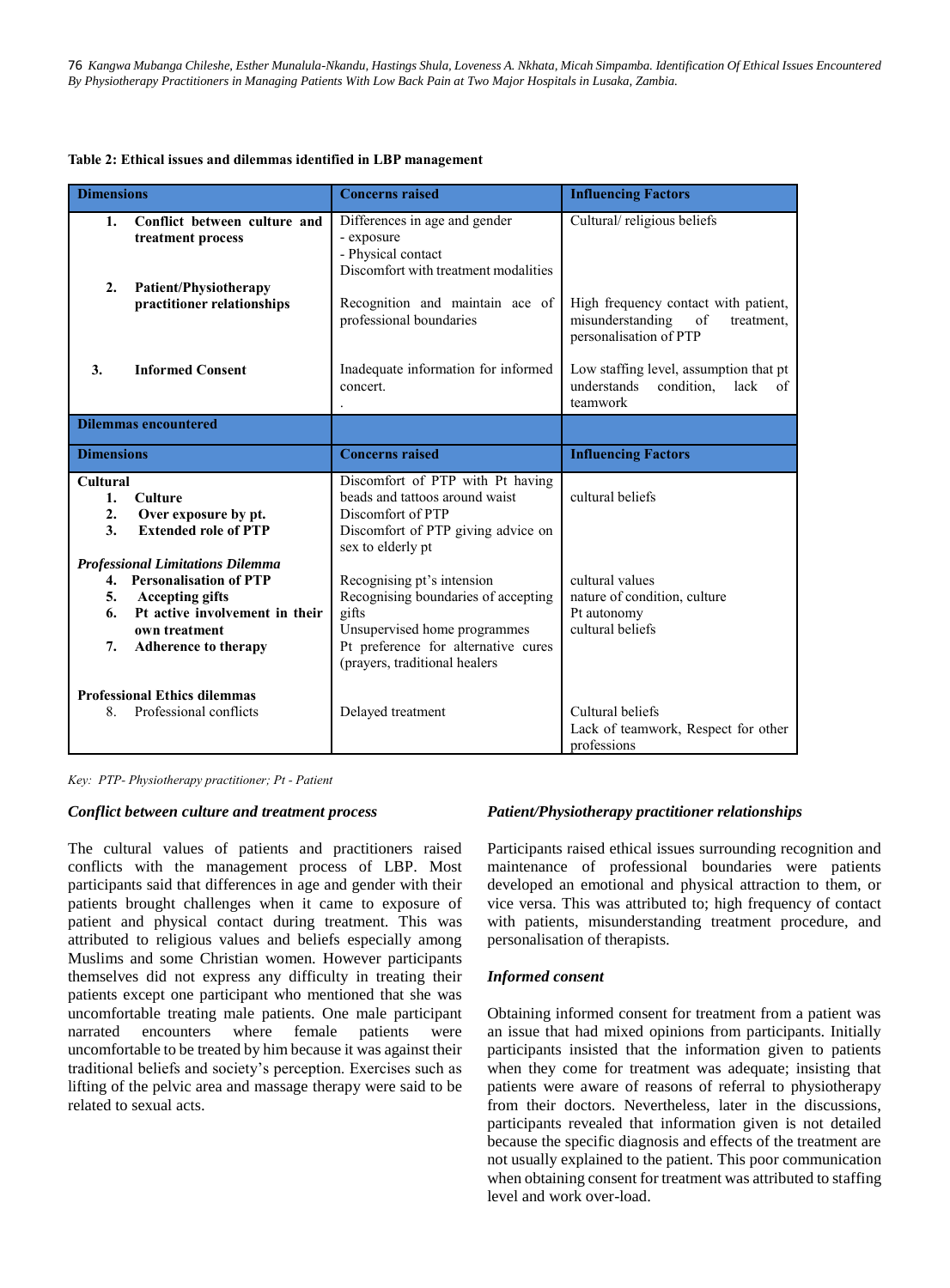**Table 2: Ethical issues and dilemmas identified in LBP management**

| Dimensions | Concerns raised | Influencing Factors |
|---|---|---|
| **1. Conflict between culture and treatment process** | Differences in age and gender<br>- exposure<br>- Physical contact<br>Discomfort with treatment modalities | Cultural/ religious beliefs |
| **2. Patient/Physiotherapy practitioner relationships** | Recognition and maintain ace of professional boundaries | High frequency contact with patient, misunderstanding of treatment, personalisation of PTP |
| **3. Informed Consent** | Inadequate information for informed concert.<br>. | Low staffing level, assumption that pt understands condition, lack of teamwork |
| **Dilemmas encountered** | | |
| **Dimensions** | **Concerns raised** | **Influencing Factors** |
| **Cultural**<br>**1. Culture**<br>**2. Over exposure by pt.**<br>**3. Extended role of PTP** | Discomfort of PTP with Pt having beads and tattoos around waist<br>Discomfort of PTP<br>Discomfort of PTP giving advice on sex to elderly pt | cultural beliefs |
| ***Professional Limitations Dilemma***<br>**4. Personalisation of PTP**<br>**5. Accepting gifts**<br>**6. Pt active involvement in their own treatment**<br>**7. Adherence to therapy** | Recognising pt's intension<br>Recognising boundaries of accepting gifts<br>Unsupervised home programmes<br>Pt preference for alternative cures (prayers, traditional healers | cultural values<br>nature of condition, culture<br>Pt autonomy<br>cultural beliefs |
| **Professional Ethics dilemmas**<br>8. Professional conflicts | Delayed treatment | Cultural beliefs<br>Lack of teamwork, Respect for other professions |

*Key: PTP- Physiotherapy practitioner; Pt - Patient*

### *Conflict between culture and treatment process*

The cultural values of patients and practitioners raised conflicts with the management process of LBP. Most participants said that differences in age and gender with their patients brought challenges when it came to exposure of patient and physical contact during treatment. This was attributed to religious values and beliefs especially among Muslims and some Christian women. However participants themselves did not express any difficulty in treating their patients except one participant who mentioned that she was uncomfortable treating male patients. One male participant narrated encounters where female patients were uncomfortable to be treated by him because it was against their traditional beliefs and society's perception. Exercises such as lifting of the pelvic area and massage therapy were said to be related to sexual acts.

### *Patient/Physiotherapy practitioner relationships*

Participants raised ethical issues surrounding recognition and maintenance of professional boundaries were patients developed an emotional and physical attraction to them, or vice versa. This was attributed to; high frequency of contact with patients, misunderstanding treatment procedure, and personalisation of therapists.

### *Informed consent*

Obtaining informed consent for treatment from a patient was an issue that had mixed opinions from participants. Initially participants insisted that the information given to patients when they come for treatment was adequate; insisting that patients were aware of reasons of referral to physiotherapy from their doctors. Nevertheless, later in the discussions, participants revealed that information given is not detailed because the specific diagnosis and effects of the treatment are not usually explained to the patient. This poor communication when obtaining consent for treatment was attributed to staffing level and work over-load.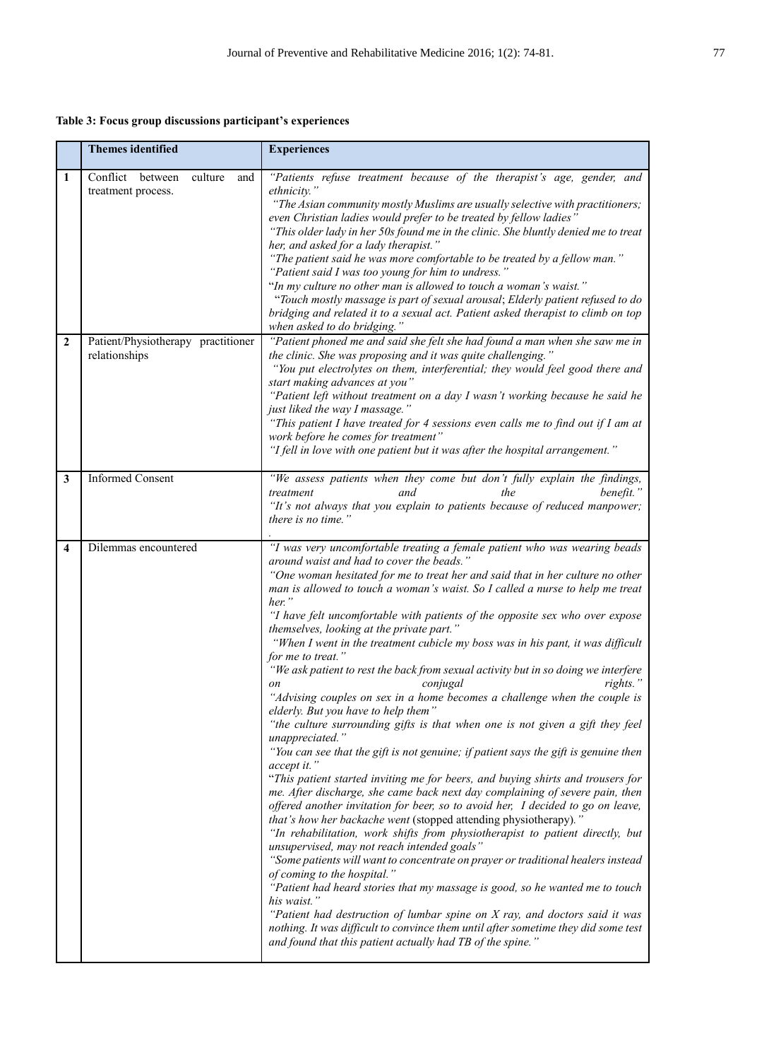**Table 3: Focus group discussions participant's experiences**

| | **Themes identified** | **Experiences** |
|---|---|---|
| **1** | Conflict between culture and treatment process. | *"Patients refuse treatment because of the therapist's age, gender, and ethnicity."* *"The Asian community mostly Muslims are usually selective with practitioners; even Christian ladies would prefer to be treated by fellow ladies"* *"This older lady in her 50s found me in the clinic. She bluntly denied me to treat her, and asked for a lady therapist."* *"The patient said he was more comfortable to be treated by a fellow man."* *"Patient said I was too young for him to undress."* "*In my culture no other man is allowed to touch a woman's waist."* "*Touch mostly massage is part of sexual arousal*; *Elderly patient refused to do bridging and related it to a sexual act. Patient asked therapist to climb on top when asked to do bridging."* |
| **2** | Patient/Physiotherapy practitioner relationships | *"Patient phoned me and said she felt she had found a man when she saw me in the clinic. She was proposing and it was quite challenging."* *"You put electrolytes on them, interferential; they would feel good there and start making advances at you"* *"Patient left without treatment on a day I wasn't working because he said he just liked the way I massage."* *"This patient I have treated for 4 sessions even calls me to find out if I am at work before he comes for treatment"* *"I fell in love with one patient but it was after the hospital arrangement."* |
| **3** | Informed Consent | *"We assess patients when they come but don't fully explain the findings, treatment and the benefit."* *"It's not always that you explain to patients because of reduced manpower; there is no time."* |
| **4** | Dilemmas encountered | *"I was very uncomfortable treating a female patient who was wearing beads around waist and had to cover the beads."* *"One woman hesitated for me to treat her and said that in her culture no other man is allowed to touch a woman's waist. So I called a nurse to help me treat her."* *"I have felt uncomfortable with patients of the opposite sex who over expose themselves, looking at the private part."* *"When I went in the treatment cubicle my boss was in his pant, it was difficult for me to treat."* *"We ask patient to rest the back from sexual activity but in so doing we interfere on conjugal rights."* *"Advising couples on sex in a home becomes a challenge when the couple is elderly. But you have to help them"* *"the culture surrounding gifts is that when one is not given a gift they feel unappreciated."* *"You can see that the gift is not genuine; if patient says the gift is genuine then accept it."* "*This patient started inviting me for beers, and buying shirts and trousers for me. After discharge, she came back next day complaining of severe pain, then offered another invitation for beer, so to avoid her, I decided to go on leave, that's how her backache went* (stopped attending physiotherapy)*."* *"In rehabilitation, work shifts from physiotherapist to patient directly, but unsupervised, may not reach intended goals"* *"Some patients will want to concentrate on prayer or traditional healers instead of coming to the hospital."* *"Patient had heard stories that my massage is good, so he wanted me to touch his waist."* *"Patient had destruction of lumbar spine on X ray, and doctors said it was nothing. It was difficult to convince them until after sometime they did some test and found that this patient actually had TB of the spine."* |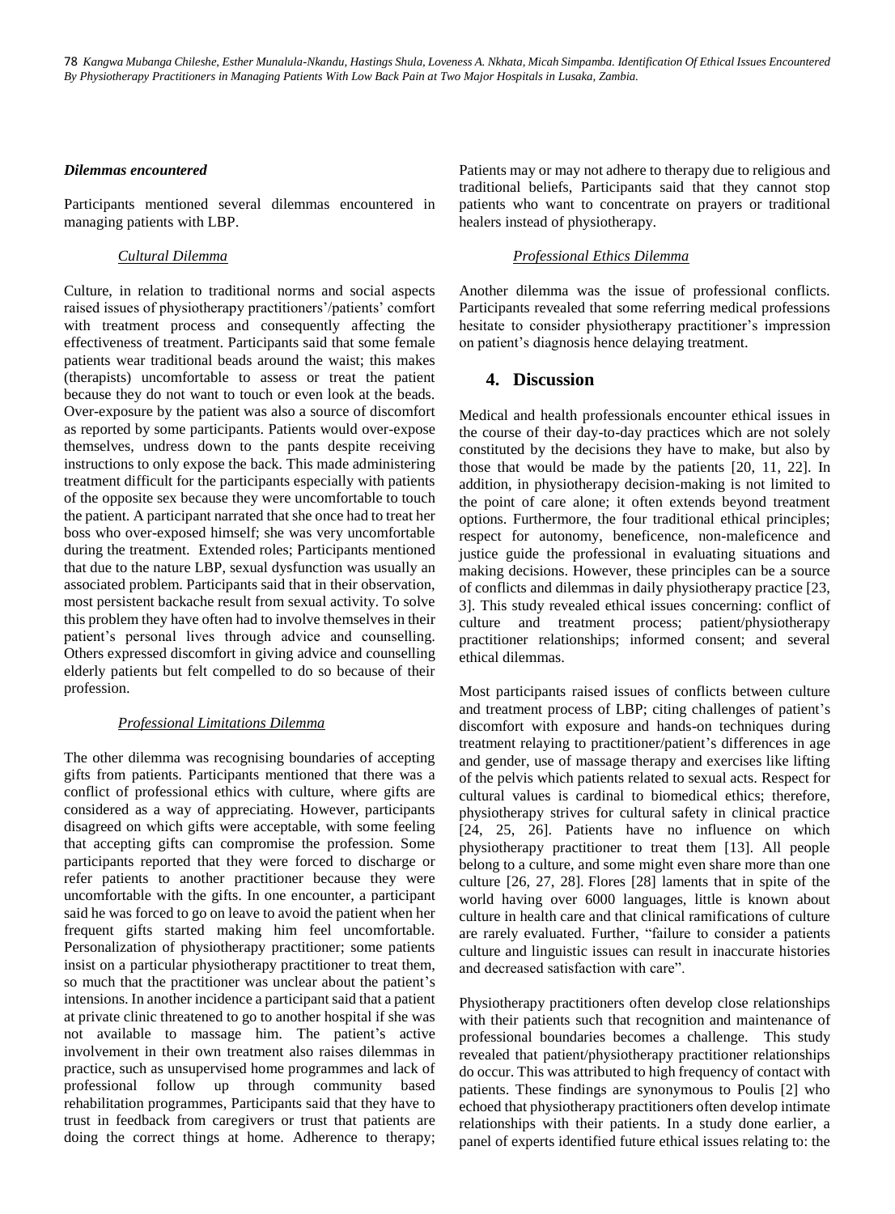### *Dilemmas encountered*

Participants mentioned several dilemmas encountered in managing patients with LBP.

#### *Cultural Dilemma*

Culture, in relation to traditional norms and social aspects raised issues of physiotherapy practitioners'/patients' comfort with treatment process and consequently affecting the effectiveness of treatment. Participants said that some female patients wear traditional beads around the waist; this makes (therapists) uncomfortable to assess or treat the patient because they do not want to touch or even look at the beads. Over-exposure by the patient was also a source of discomfort as reported by some participants. Patients would over-expose themselves, undress down to the pants despite receiving instructions to only expose the back. This made administering treatment difficult for the participants especially with patients of the opposite sex because they were uncomfortable to touch the patient. A participant narrated that she once had to treat her boss who over-exposed himself; she was very uncomfortable during the treatment. Extended roles; Participants mentioned that due to the nature LBP, sexual dysfunction was usually an associated problem. Participants said that in their observation, most persistent backache result from sexual activity. To solve this problem they have often had to involve themselves in their patient's personal lives through advice and counselling. Others expressed discomfort in giving advice and counselling elderly patients but felt compelled to do so because of their profession.

#### *Professional Limitations Dilemma*

The other dilemma was recognising boundaries of accepting gifts from patients. Participants mentioned that there was a conflict of professional ethics with culture, where gifts are considered as a way of appreciating. However, participants disagreed on which gifts were acceptable, with some feeling that accepting gifts can compromise the profession. Some participants reported that they were forced to discharge or refer patients to another practitioner because they were uncomfortable with the gifts. In one encounter, a participant said he was forced to go on leave to avoid the patient when her frequent gifts started making him feel uncomfortable. Personalization of physiotherapy practitioner; some patients insist on a particular physiotherapy practitioner to treat them, so much that the practitioner was unclear about the patient's intensions. In another incidence a participant said that a patient at private clinic threatened to go to another hospital if she was not available to massage him. The patient's active involvement in their own treatment also raises dilemmas in practice, such as unsupervised home programmes and lack of professional follow up through community based rehabilitation programmes, Participants said that they have to trust in feedback from caregivers or trust that patients are doing the correct things at home. Adherence to therapy; Patients may or may not adhere to therapy due to religious and traditional beliefs, Participants said that they cannot stop patients who want to concentrate on prayers or traditional healers instead of physiotherapy.

#### *Professional Ethics Dilemma*

Another dilemma was the issue of professional conflicts. Participants revealed that some referring medical professions hesitate to consider physiotherapy practitioner's impression on patient's diagnosis hence delaying treatment.

## 4. Discussion

Medical and health professionals encounter ethical issues in the course of their day-to-day practices which are not solely constituted by the decisions they have to make, but also by those that would be made by the patients [20, 11, 22]. In addition, in physiotherapy decision-making is not limited to the point of care alone; it often extends beyond treatment options. Furthermore, the four traditional ethical principles; respect for autonomy, beneficence, non-maleficence and justice guide the professional in evaluating situations and making decisions. However, these principles can be a source of conflicts and dilemmas in daily physiotherapy practice [23, 3]. This study revealed ethical issues concerning: conflict of culture and treatment process; patient/physiotherapy practitioner relationships; informed consent; and several ethical dilemmas.

Most participants raised issues of conflicts between culture and treatment process of LBP; citing challenges of patient's discomfort with exposure and hands-on techniques during treatment relaying to practitioner/patient's differences in age and gender, use of massage therapy and exercises like lifting of the pelvis which patients related to sexual acts. Respect for cultural values is cardinal to biomedical ethics; therefore, physiotherapy strives for cultural safety in clinical practice [24, 25, 26]. Patients have no influence on which physiotherapy practitioner to treat them [13]. All people belong to a culture, and some might even share more than one culture [26, 27, 28]. Flores [28] laments that in spite of the world having over 6000 languages, little is known about culture in health care and that clinical ramifications of culture are rarely evaluated. Further, "failure to consider a patients culture and linguistic issues can result in inaccurate histories and decreased satisfaction with care".

Physiotherapy practitioners often develop close relationships with their patients such that recognition and maintenance of professional boundaries becomes a challenge. This study revealed that patient/physiotherapy practitioner relationships do occur. This was attributed to high frequency of contact with patients. These findings are synonymous to Poulis [2] who echoed that physiotherapy practitioners often develop intimate relationships with their patients. In a study done earlier, a panel of experts identified future ethical issues relating to: the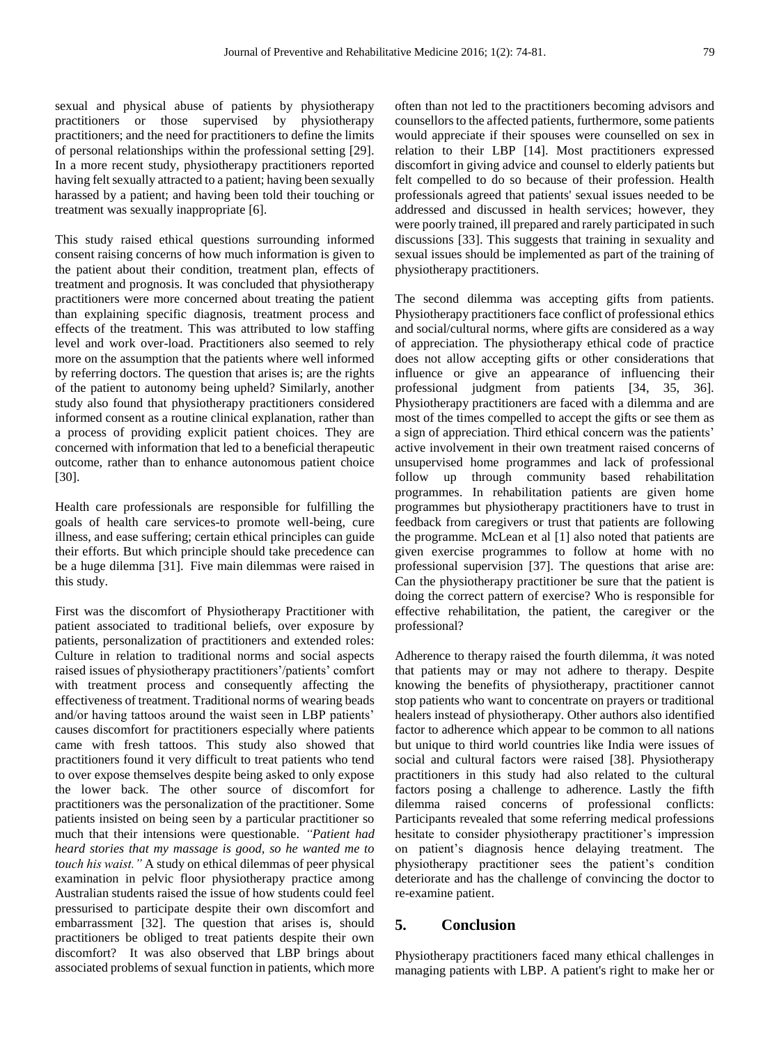sexual and physical abuse of patients by physiotherapy practitioners or those supervised by physiotherapy practitioners; and the need for practitioners to define the limits of personal relationships within the professional setting [29]. In a more recent study, physiotherapy practitioners reported having felt sexually attracted to a patient; having been sexually harassed by a patient; and having been told their touching or treatment was sexually inappropriate [6].

This study raised ethical questions surrounding informed consent raising concerns of how much information is given to the patient about their condition, treatment plan, effects of treatment and prognosis. It was concluded that physiotherapy practitioners were more concerned about treating the patient than explaining specific diagnosis, treatment process and effects of the treatment. This was attributed to low staffing level and work over-load. Practitioners also seemed to rely more on the assumption that the patients where well informed by referring doctors. The question that arises is; are the rights of the patient to autonomy being upheld? Similarly, another study also found that physiotherapy practitioners considered informed consent as a routine clinical explanation, rather than a process of providing explicit patient choices. They are concerned with information that led to a beneficial therapeutic outcome, rather than to enhance autonomous patient choice [30].

Health care professionals are responsible for fulfilling the goals of health care services-to promote well-being, cure illness, and ease suffering; certain ethical principles can guide their efforts. But which principle should take precedence can be a huge dilemma [31]. Five main dilemmas were raised in this study.

First was the discomfort of Physiotherapy Practitioner with patient associated to traditional beliefs, over exposure by patients, personalization of practitioners and extended roles: Culture in relation to traditional norms and social aspects raised issues of physiotherapy practitioners'/patients' comfort with treatment process and consequently affecting the effectiveness of treatment. Traditional norms of wearing beads and/or having tattoos around the waist seen in LBP patients' causes discomfort for practitioners especially where patients came with fresh tattoos. This study also showed that practitioners found it very difficult to treat patients who tend to over expose themselves despite being asked to only expose the lower back. The other source of discomfort for practitioners was the personalization of the practitioner. Some patients insisted on being seen by a particular practitioner so much that their intensions were questionable. *"Patient had heard stories that my massage is good, so he wanted me to touch his waist."* A study on ethical dilemmas of peer physical examination in pelvic floor physiotherapy practice among Australian students raised the issue of how students could feel pressurised to participate despite their own discomfort and embarrassment [32]. The question that arises is, should practitioners be obliged to treat patients despite their own discomfort? It was also observed that LBP brings about associated problems of sexual function in patients, which more often than not led to the practitioners becoming advisors and counsellors to the affected patients, furthermore, some patients would appreciate if their spouses were counselled on sex in relation to their LBP [14]. Most practitioners expressed discomfort in giving advice and counsel to elderly patients but felt compelled to do so because of their profession. Health professionals agreed that patients' sexual issues needed to be addressed and discussed in health services; however, they were poorly trained, ill prepared and rarely participated in such discussions [33]. This suggests that training in sexuality and sexual issues should be implemented as part of the training of physiotherapy practitioners.

The second dilemma was accepting gifts from patients. Physiotherapy practitioners face conflict of professional ethics and social/cultural norms, where gifts are considered as a way of appreciation. The physiotherapy ethical code of practice does not allow accepting gifts or other considerations that influence or give an appearance of influencing their professional judgment from patients [34, 35, 36]. Physiotherapy practitioners are faced with a dilemma and are most of the times compelled to accept the gifts or see them as a sign of appreciation. Third ethical concern was the patients' active involvement in their own treatment raised concerns of unsupervised home programmes and lack of professional follow up through community based rehabilitation programmes. In rehabilitation patients are given home programmes but physiotherapy practitioners have to trust in feedback from caregivers or trust that patients are following the programme. McLean et al [1] also noted that patients are given exercise programmes to follow at home with no professional supervision [37]. The questions that arise are: Can the physiotherapy practitioner be sure that the patient is doing the correct pattern of exercise? Who is responsible for effective rehabilitation, the patient, the caregiver or the professional?

Adherence to therapy raised the fourth dilemma, *i*t was noted that patients may or may not adhere to therapy. Despite knowing the benefits of physiotherapy, practitioner cannot stop patients who want to concentrate on prayers or traditional healers instead of physiotherapy. Other authors also identified factor to adherence which appear to be common to all nations but unique to third world countries like India were issues of social and cultural factors were raised [38]. Physiotherapy practitioners in this study had also related to the cultural factors posing a challenge to adherence. Lastly the fifth dilemma raised concerns of professional conflicts: Participants revealed that some referring medical professions hesitate to consider physiotherapy practitioner's impression on patient's diagnosis hence delaying treatment. The physiotherapy practitioner sees the patient's condition deteriorate and has the challenge of convincing the doctor to re-examine patient.

## 5. Conclusion

Physiotherapy practitioners faced many ethical challenges in managing patients with LBP. A patient's right to make her or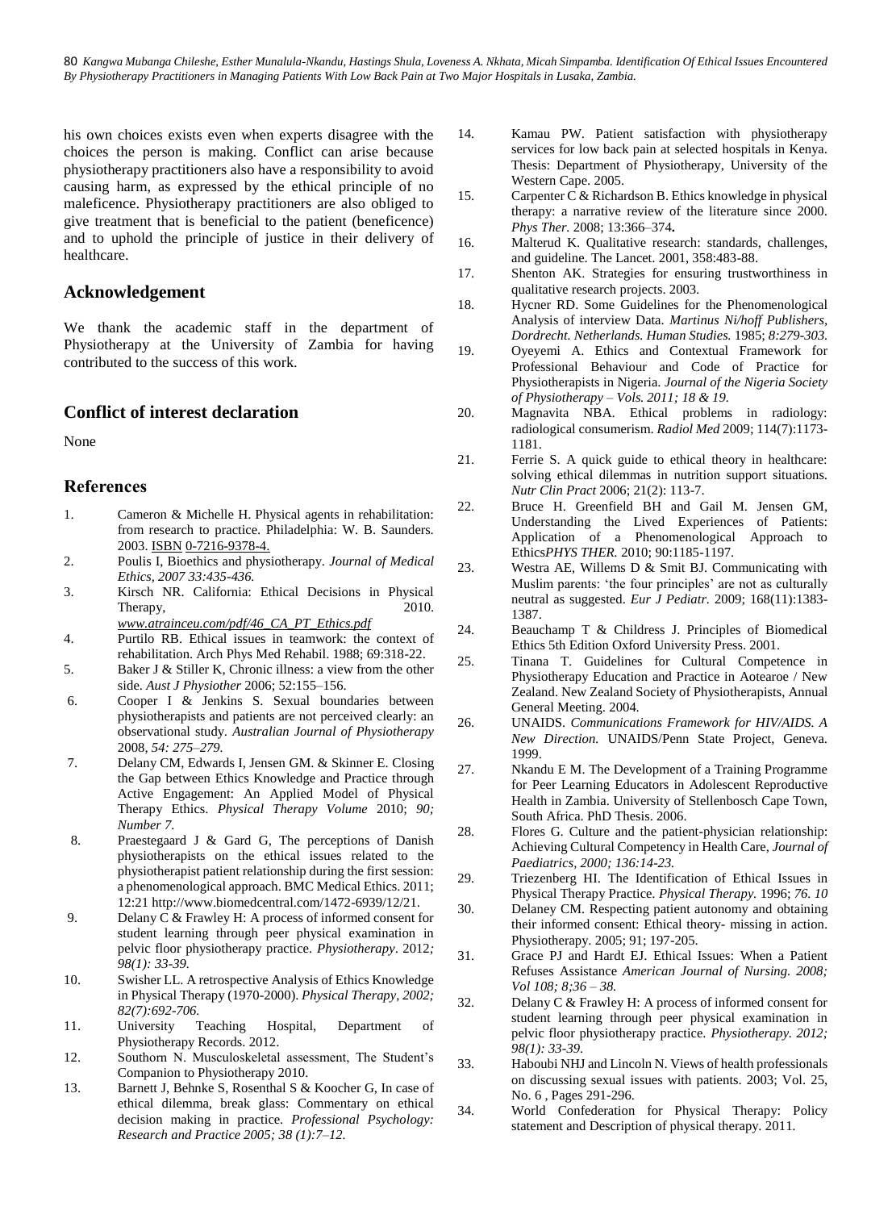his own choices exists even when experts disagree with the choices the person is making. Conflict can arise because physiotherapy practitioners also have a responsibility to avoid causing harm, as expressed by the ethical principle of no maleficence. Physiotherapy practitioners are also obliged to give treatment that is beneficial to the patient (beneficence) and to uphold the principle of justice in their delivery of healthcare.

## Acknowledgement

We thank the academic staff in the department of Physiotherapy at the University of Zambia for having contributed to the success of this work.

## Conflict of interest declaration

None

## References

1. Cameron & Michelle H. Physical agents in rehabilitation: from research to practice. Philadelphia: W. B. Saunders. 2003. ISBN 0-7216-9378-4.
2. Poulis I, Bioethics and physiotherapy. *Journal of Medical Ethics, 2007 33:435-436.*
3. Kirsch NR. California: Ethical Decisions in Physical Therapy, 2010. *www.atrainceu.com/pdf/46_CA_PT_Ethics.pdf*
4. Purtilo RB. Ethical issues in teamwork: the context of rehabilitation. Arch Phys Med Rehabil. 1988; 69:318-22.
5. Baker J & Stiller K, Chronic illness: a view from the other side. *Aust J Physiother* 2006; 52:155–156.
6. Cooper I & Jenkins S. Sexual boundaries between physiotherapists and patients are not perceived clearly: an observational study. *Australian Journal of Physiotherapy* 2008*, 54: 275–279.*
7. Delany CM, Edwards I, Jensen GM. & Skinner E. Closing the Gap between Ethics Knowledge and Practice through Active Engagement: An Applied Model of Physical Therapy Ethics. *Physical Therapy Volume* 2010; *90; Number 7.*
8. Praestegaard J & Gard G, The perceptions of Danish physiotherapists on the ethical issues related to the physiotherapist patient relationship during the first session: a phenomenological approach. BMC Medical Ethics. 2011; 12:21 http://www.biomedcentral.com/1472-6939/12/21.
9. Delany C & Frawley H: A process of informed consent for student learning through peer physical examination in pelvic floor physiotherapy practice. *Physiotherapy*. 2012*; 98(1): 33-39.*
10. Swisher LL. A retrospective Analysis of Ethics Knowledge in Physical Therapy (1970-2000). *Physical Therapy, 2002; 82(7):692-706.*
11. University Teaching Hospital, Department of Physiotherapy Records. 2012.
12. Southorn N. Musculoskeletal assessment, The Student's Companion to Physiotherapy 2010.
13. Barnett J, Behnke S, Rosenthal S & Koocher G, In case of ethical dilemma, break glass: Commentary on ethical decision making in practice. *Professional Psychology: Research and Practice 2005; 38 (1):7–12.*
14. Kamau PW. Patient satisfaction with physiotherapy services for low back pain at selected hospitals in Kenya. Thesis: Department of Physiotherapy, University of the Western Cape. 2005.
15. Carpenter C & Richardson B. Ethics knowledge in physical therapy: a narrative review of the literature since 2000. *Phys Ther.* 2008; 13:366–374**.**
16. Malterud K. Qualitative research: standards, challenges, and guideline. The Lancet. 2001, 358:483-88.
17. Shenton AK. Strategies for ensuring trustworthiness in qualitative research projects. 2003.
18. Hycner RD. Some Guidelines for the Phenomenological Analysis of interview Data. *Martinus Ni/hoff Publishers, Dordrecht. Netherlands. Human Studies.* 1985; *8:279-303.*
19. Oyeyemi A. Ethics and Contextual Framework for Professional Behaviour and Code of Practice for Physiotherapists in Nigeria. *Journal of the Nigeria Society of Physiotherapy – Vols. 2011; 18 & 19.*
20. Magnavita NBA. Ethical problems in radiology: radiological consumerism. *Radiol Med* 2009; 114(7):1173-1181.
21. Ferrie S. A quick guide to ethical theory in healthcare: solving ethical dilemmas in nutrition support situations. *Nutr Clin Pract* 2006; 21(2): 113-7.
22. Bruce H. Greenfield BH and Gail M. Jensen GM, Understanding the Lived Experiences of Patients: Application of a Phenomenological Approach to Ethics*PHYS THER.* 2010; 90:1185-1197.
23. Westra AE, Willems D & Smit BJ. Communicating with Muslim parents: 'the four principles' are not as culturally neutral as suggested. *Eur J Pediatr.* 2009; 168(11):1383-1387.
24. Beauchamp T & Childress J. Principles of Biomedical Ethics 5th Edition Oxford University Press. 2001.
25. Tinana T. Guidelines for Cultural Competence in Physiotherapy Education and Practice in Aotearoe / New Zealand. New Zealand Society of Physiotherapists, Annual General Meeting. 2004.
26. UNAIDS. *Communications Framework for HIV/AIDS. A New Direction.* UNAIDS/Penn State Project, Geneva. 1999.
27. Nkandu E M. The Development of a Training Programme for Peer Learning Educators in Adolescent Reproductive Health in Zambia. University of Stellenbosch Cape Town, South Africa. PhD Thesis. 2006.
28. Flores G. Culture and the patient-physician relationship: Achieving Cultural Competency in Health Care, *Journal of Paediatrics, 2000; 136:14-23.*
29. Triezenberg HI. The Identification of Ethical Issues in Physical Therapy Practice. *Physical Therapy.* 1996; *76. 10*
30. Delaney CM. Respecting patient autonomy and obtaining their informed consent: Ethical theory- missing in action. Physiotherapy. 2005; 91; 197-205.
31. Grace PJ and Hardt EJ. Ethical Issues: When a Patient Refuses Assistance *American Journal of Nursing. 2008; Vol 108; 8;36 – 38.*
32. Delany C & Frawley H: A process of informed consent for student learning through peer physical examination in pelvic floor physiotherapy practice. *Physiotherapy. 2012; 98(1): 33-39.*
33. Haboubi NHJ and Lincoln N. Views of health professionals on discussing sexual issues with patients. 2003; Vol. 25, No. 6 , Pages 291-296.
34. World Confederation for Physical Therapy: Policy statement and Description of physical therapy. 2011.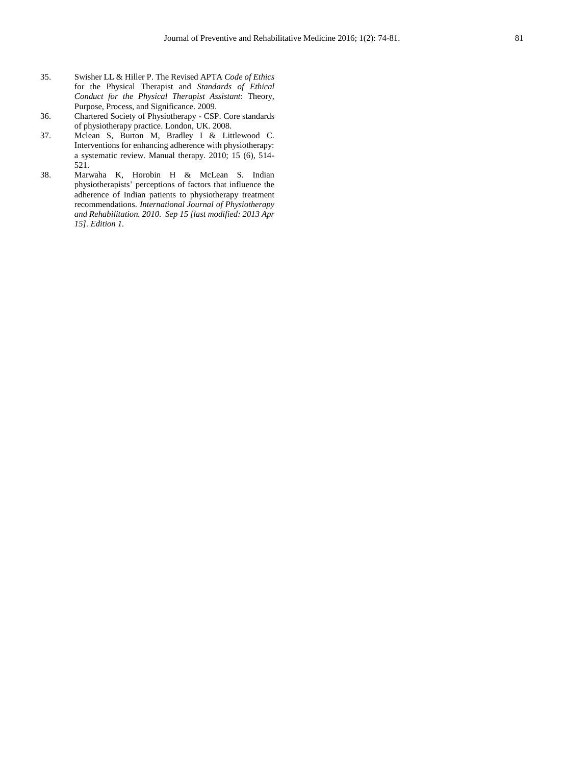35. Swisher LL & Hiller P. The Revised APTA *Code of Ethics* for the Physical Therapist and *Standards of Ethical Conduct for the Physical Therapist Assistant*: Theory, Purpose, Process, and Significance. 2009.
36. Chartered Society of Physiotherapy - CSP. Core standards of physiotherapy practice. London, UK. 2008.
37. Mclean S, Burton M, Bradley I & Littlewood C. Interventions for enhancing adherence with physiotherapy: a systematic review. Manual therapy. 2010; 15 (6), 514-521.
38. Marwaha K, Horobin H & McLean S. Indian physiotherapists' perceptions of factors that influence the adherence of Indian patients to physiotherapy treatment recommendations. *International Journal of Physiotherapy and Rehabilitation. 2010. Sep 15 [last modified: 2013 Apr 15]. Edition 1.*